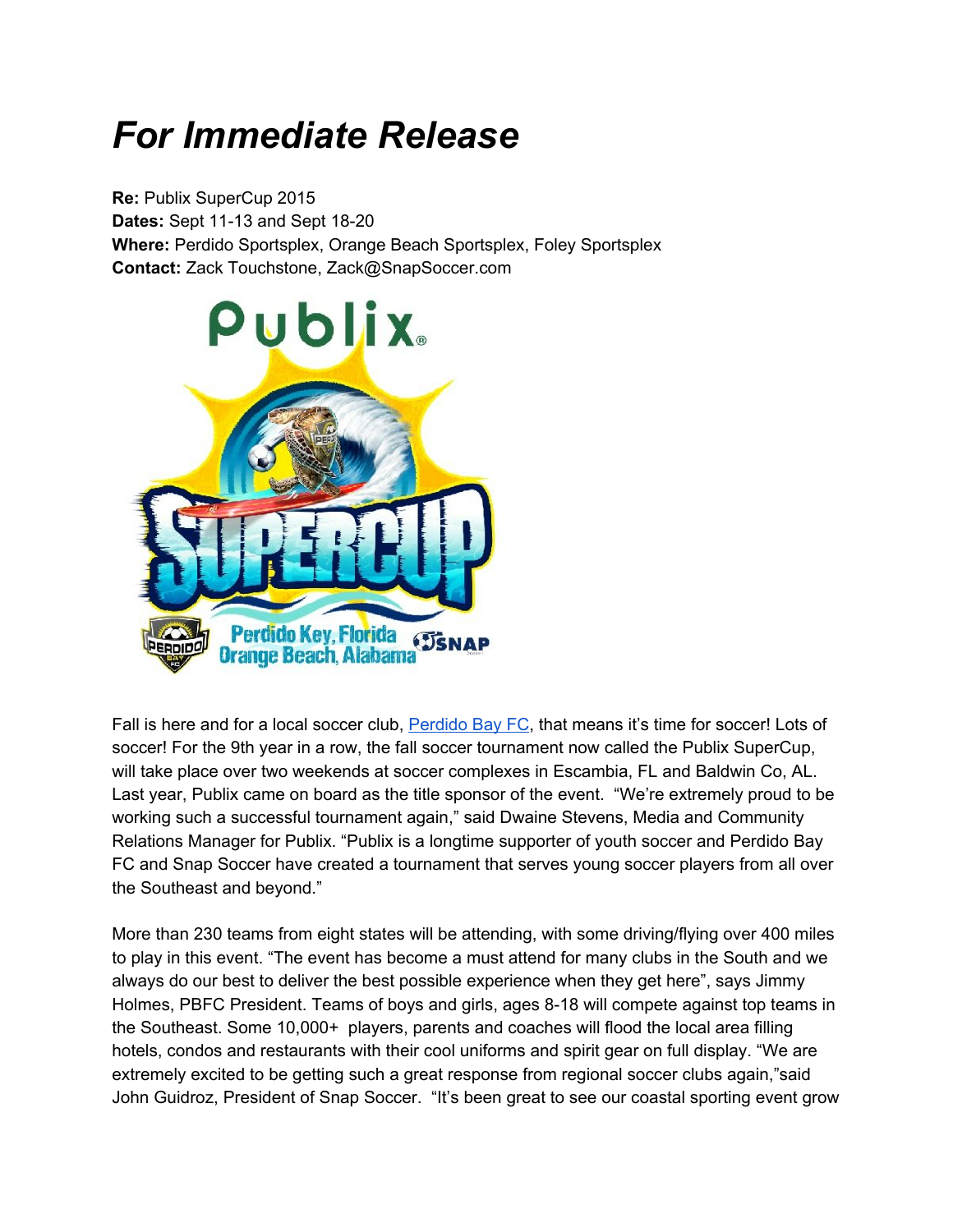# *For Immediate Release*

**Re:** Publix SuperCup 2015
**Dates:** Sept 11-13 and Sept 18-20
**Where:** Perdido Sportsplex, Orange Beach Sportsplex, Foley Sportsplex
**Contact:** Zack Touchstone, Zack@SnapSoccer.com

Fall is here and for a local soccer club, [Perdido Bay FC](), that means it's time for soccer! Lots of soccer! For the 9th year in a row, the fall soccer tournament now called the Publix SuperCup, will take place over two weekends at soccer complexes in Escambia, FL and Baldwin Co, AL. Last year, Publix came on board as the title sponsor of the event. "We're extremely proud to be working such a successful tournament again," said Dwaine Stevens, Media and Community Relations Manager for Publix. "Publix is a longtime supporter of youth soccer and Perdido Bay FC and Snap Soccer have created a tournament that serves young soccer players from all over the Southeast and beyond."

More than 230 teams from eight states will be attending, with some driving/flying over 400 miles to play in this event. "The event has become a must attend for many clubs in the South and we always do our best to deliver the best possible experience when they get here", says Jimmy Holmes, PBFC President. Teams of boys and girls, ages 8-18 will compete against top teams in the Southeast. Some 10,000+ players, parents and coaches will flood the local area filling hotels, condos and restaurants with their cool uniforms and spirit gear on full display. "We are extremely excited to be getting such a great response from regional soccer clubs again,"said John Guidroz, President of Snap Soccer. "It's been great to see our coastal sporting event grow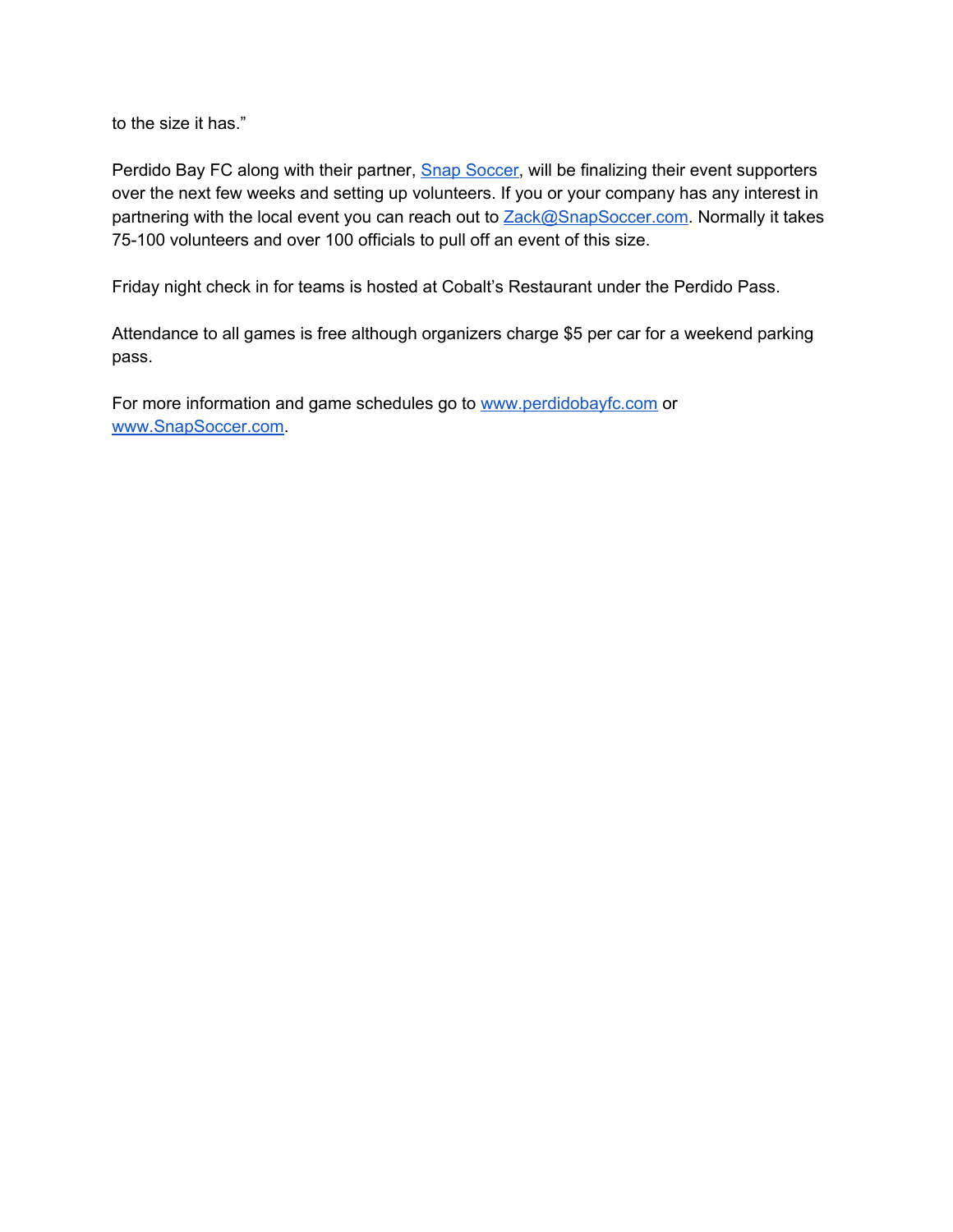to the size it has."

Perdido Bay FC along with their partner, Snap Soccer, will be finalizing their event supporters over the next few weeks and setting up volunteers. If you or your company has any interest in partnering with the local event you can reach out to Zack@SnapSoccer.com. Normally it takes 75-100 volunteers and over 100 officials to pull off an event of this size.

Friday night check in for teams is hosted at Cobalt's Restaurant under the Perdido Pass.

Attendance to all games is free although organizers charge $5 per car for a weekend parking pass.

For more information and game schedules go to www.perdidobayfc.com or www.SnapSoccer.com.